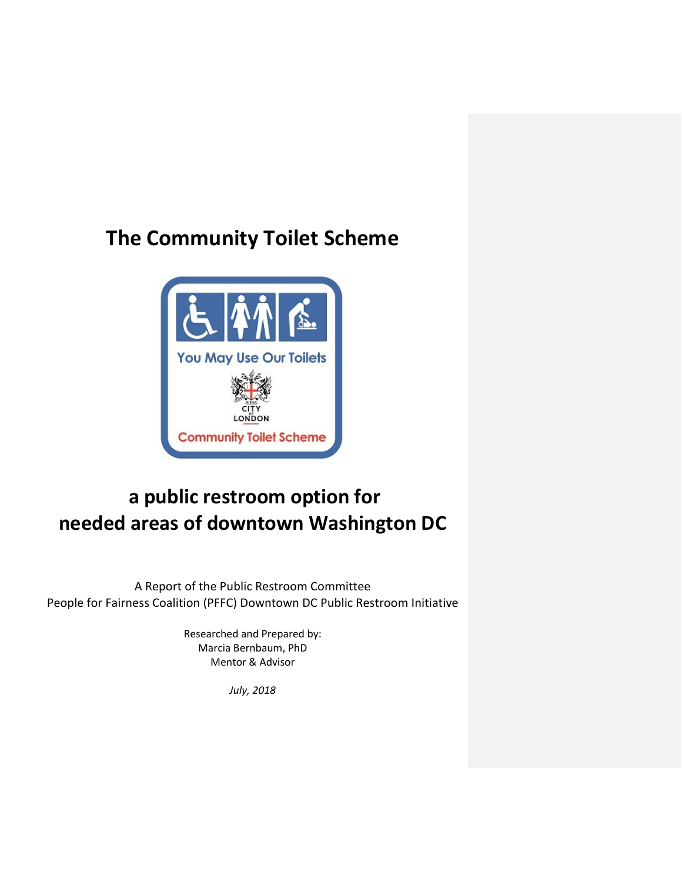# The Community Toilet Scheme

You May Use Our Toilets

CITY OF LONDON

Community Toilet Scheme

## a public restroom option for needed areas of downtown Washington DC

A Report of the Public Restroom Committee
People for Fairness Coalition (PFFC) Downtown DC Public Restroom Initiative

Researched and Prepared by:
Marcia Bernbaum, PhD
Mentor & Advisor

*July, 2018*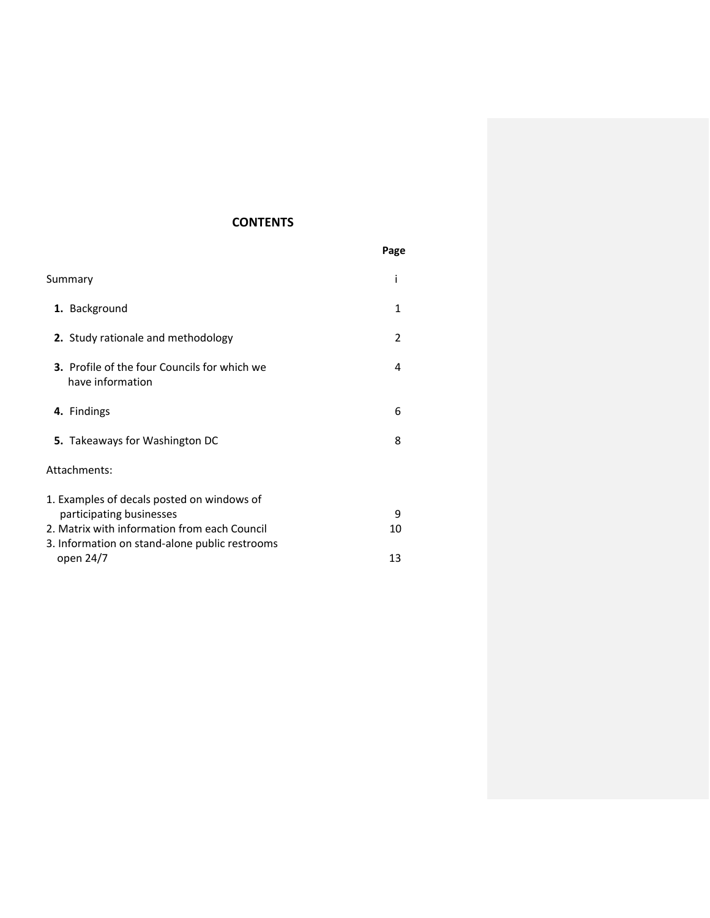# CONTENTS

| | Page |
|---|---|
| Summary | i |
| **1.** Background | 1 |
| **2.** Study rationale and methodology | 2 |
| **3.** Profile of the four Councils for which we have information | 4 |
| **4.** Findings | 6 |
| **5.** Takeaways for Washington DC | 8 |
| Attachments: | |
| 1. Examples of decals posted on windows of participating businesses | 9 |
| 2. Matrix with information from each Council | 10 |
| 3. Information on stand-alone public restrooms open 24/7 | 13 |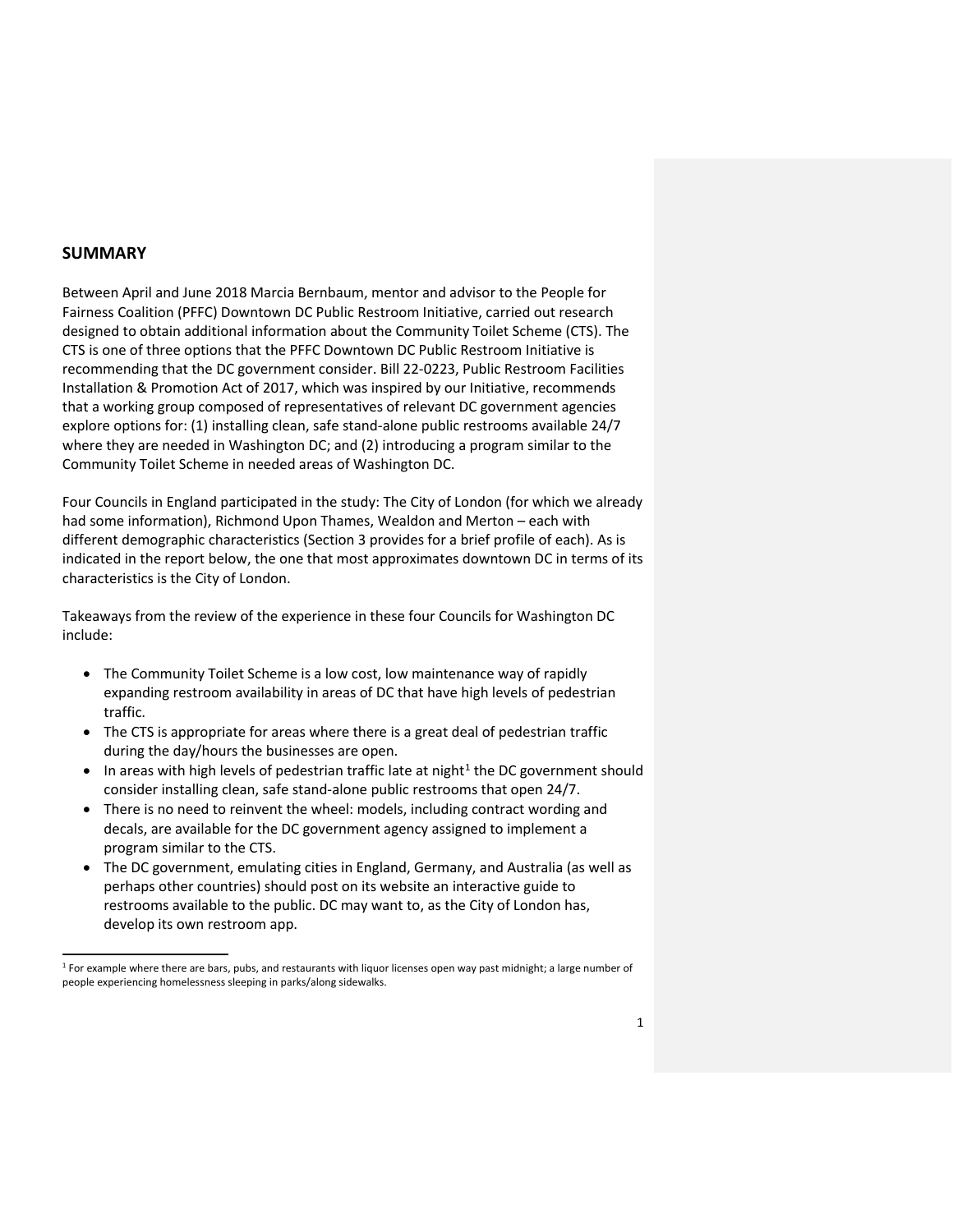## SUMMARY

Between April and June 2018 Marcia Bernbaum, mentor and advisor to the People for Fairness Coalition (PFFC) Downtown DC Public Restroom Initiative, carried out research designed to obtain additional information about the Community Toilet Scheme (CTS). The CTS is one of three options that the PFFC Downtown DC Public Restroom Initiative is recommending that the DC government consider. Bill 22-0223, Public Restroom Facilities Installation & Promotion Act of 2017, which was inspired by our Initiative, recommends that a working group composed of representatives of relevant DC government agencies explore options for: (1) installing clean, safe stand-alone public restrooms available 24/7 where they are needed in Washington DC; and (2) introducing a program similar to the Community Toilet Scheme in needed areas of Washington DC.

Four Councils in England participated in the study: The City of London (for which we already had some information), Richmond Upon Thames, Wealdon and Merton – each with different demographic characteristics (Section 3 provides for a brief profile of each). As is indicated in the report below, the one that most approximates downtown DC in terms of its characteristics is the City of London.

Takeaways from the review of the experience in these four Councils for Washington DC include:

- The Community Toilet Scheme is a low cost, low maintenance way of rapidly expanding restroom availability in areas of DC that have high levels of pedestrian traffic.
- The CTS is appropriate for areas where there is a great deal of pedestrian traffic during the day/hours the businesses are open.
- In areas with high levels of pedestrian traffic late at night[1] the DC government should consider installing clean, safe stand-alone public restrooms that open 24/7.
- There is no need to reinvent the wheel: models, including contract wording and decals, are available for the DC government agency assigned to implement a program similar to the CTS.
- The DC government, emulating cities in England, Germany, and Australia (as well as perhaps other countries) should post on its website an interactive guide to restrooms available to the public. DC may want to, as the City of London has, develop its own restroom app.

[1] For example where there are bars, pubs, and restaurants with liquor licenses open way past midnight; a large number of people experiencing homelessness sleeping in parks/along sidewalks.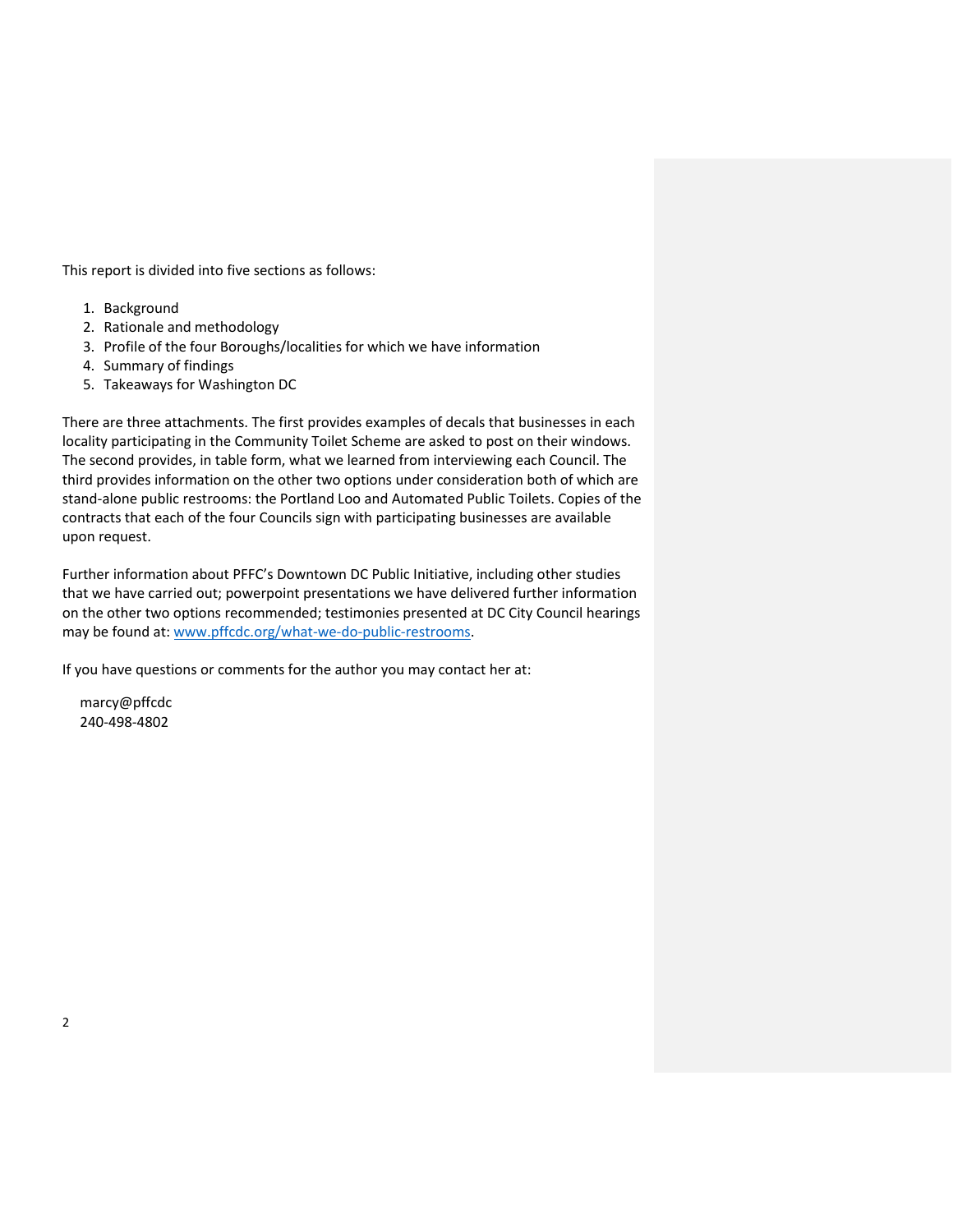This report is divided into five sections as follows:

1. Background
2. Rationale and methodology
3. Profile of the four Boroughs/localities for which we have information
4. Summary of findings
5. Takeaways for Washington DC

There are three attachments. The first provides examples of decals that businesses in each locality participating in the Community Toilet Scheme are asked to post on their windows. The second provides, in table form, what we learned from interviewing each Council. The third provides information on the other two options under consideration both of which are stand-alone public restrooms: the Portland Loo and Automated Public Toilets. Copies of the contracts that each of the four Councils sign with participating businesses are available upon request.

Further information about PFFC's Downtown DC Public Initiative, including other studies that we have carried out; powerpoint presentations we have delivered further information on the other two options recommended; testimonies presented at DC City Council hearings may be found at: [www.pffcdc.org/what-we-do-public-restrooms](www.pffcdc.org/what-we-do-public-restrooms).

If you have questions or comments for the author you may contact her at:

marcy@pffcdc
240-498-4802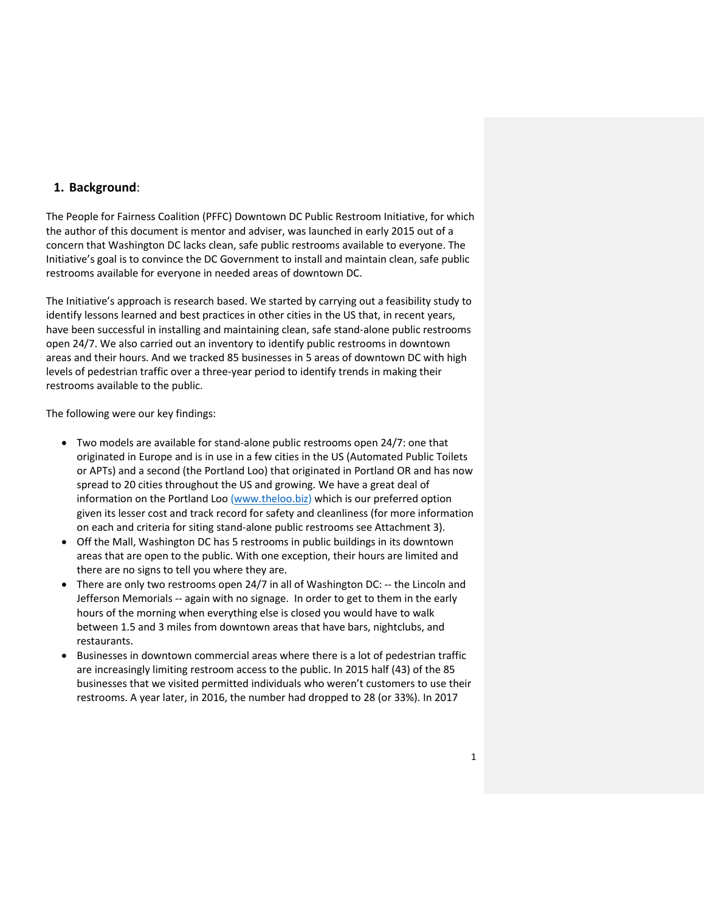## 1. Background:

The People for Fairness Coalition (PFFC) Downtown DC Public Restroom Initiative, for which the author of this document is mentor and adviser, was launched in early 2015 out of a concern that Washington DC lacks clean, safe public restrooms available to everyone. The Initiative's goal is to convince the DC Government to install and maintain clean, safe public restrooms available for everyone in needed areas of downtown DC.

The Initiative's approach is research based. We started by carrying out a feasibility study to identify lessons learned and best practices in other cities in the US that, in recent years, have been successful in installing and maintaining clean, safe stand-alone public restrooms open 24/7. We also carried out an inventory to identify public restrooms in downtown areas and their hours. And we tracked 85 businesses in 5 areas of downtown DC with high levels of pedestrian traffic over a three-year period to identify trends in making their restrooms available to the public.

The following were our key findings:

- Two models are available for stand-alone public restrooms open 24/7: one that originated in Europe and is in use in a few cities in the US (Automated Public Toilets or APTs) and a second (the Portland Loo) that originated in Portland OR and has now spread to 20 cities throughout the US and growing. We have a great deal of information on the Portland Loo (www.theloo.biz) which is our preferred option given its lesser cost and track record for safety and cleanliness (for more information on each and criteria for siting stand-alone public restrooms see Attachment 3).
- Off the Mall, Washington DC has 5 restrooms in public buildings in its downtown areas that are open to the public. With one exception, their hours are limited and there are no signs to tell you where they are.
- There are only two restrooms open 24/7 in all of Washington DC: -- the Lincoln and Jefferson Memorials -- again with no signage. In order to get to them in the early hours of the morning when everything else is closed you would have to walk between 1.5 and 3 miles from downtown areas that have bars, nightclubs, and restaurants.
- Businesses in downtown commercial areas where there is a lot of pedestrian traffic are increasingly limiting restroom access to the public. In 2015 half (43) of the 85 businesses that we visited permitted individuals who weren't customers to use their restrooms. A year later, in 2016, the number had dropped to 28 (or 33%). In 2017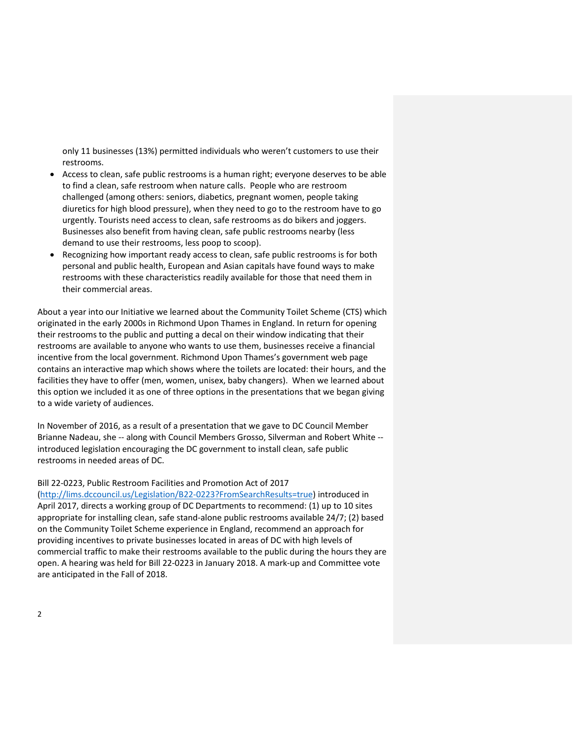only 11 businesses (13%) permitted individuals who weren't customers to use their restrooms.

- Access to clean, safe public restrooms is a human right; everyone deserves to be able to find a clean, safe restroom when nature calls. People who are restroom challenged (among others: seniors, diabetics, pregnant women, people taking diuretics for high blood pressure), when they need to go to the restroom have to go urgently. Tourists need access to clean, safe restrooms as do bikers and joggers. Businesses also benefit from having clean, safe public restrooms nearby (less demand to use their restrooms, less poop to scoop).
- Recognizing how important ready access to clean, safe public restrooms is for both personal and public health, European and Asian capitals have found ways to make restrooms with these characteristics readily available for those that need them in their commercial areas.

About a year into our Initiative we learned about the Community Toilet Scheme (CTS) which originated in the early 2000s in Richmond Upon Thames in England. In return for opening their restrooms to the public and putting a decal on their window indicating that their restrooms are available to anyone who wants to use them, businesses receive a financial incentive from the local government. Richmond Upon Thames's government web page contains an interactive map which shows where the toilets are located: their hours, and the facilities they have to offer (men, women, unisex, baby changers). When we learned about this option we included it as one of three options in the presentations that we began giving to a wide variety of audiences.

In November of 2016, as a result of a presentation that we gave to DC Council Member Brianne Nadeau, she -- along with Council Members Grosso, Silverman and Robert White -- introduced legislation encouraging the DC government to install clean, safe public restrooms in needed areas of DC.

Bill 22-0223, Public Restroom Facilities and Promotion Act of 2017 (http://lims.dccouncil.us/Legislation/B22-0223?FromSearchResults=true) introduced in April 2017, directs a working group of DC Departments to recommend: (1) up to 10 sites appropriate for installing clean, safe stand-alone public restrooms available 24/7; (2) based on the Community Toilet Scheme experience in England, recommend an approach for providing incentives to private businesses located in areas of DC with high levels of commercial traffic to make their restrooms available to the public during the hours they are open. A hearing was held for Bill 22-0223 in January 2018. A mark-up and Committee vote are anticipated in the Fall of 2018.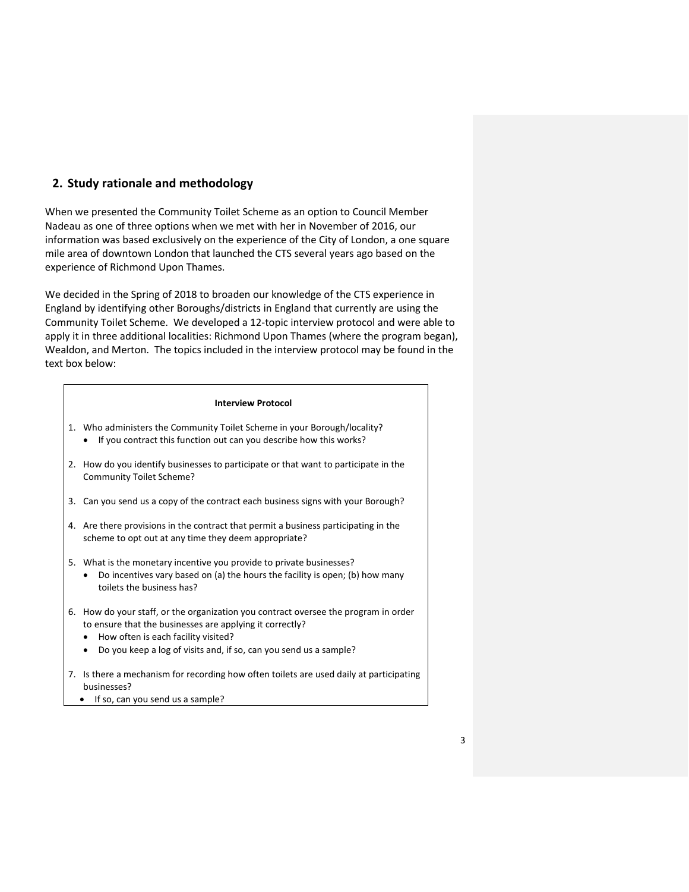## 2. Study rationale and methodology

When we presented the Community Toilet Scheme as an option to Council Member Nadeau as one of three options when we met with her in November of 2016, our information was based exclusively on the experience of the City of London, a one square mile area of downtown London that launched the CTS several years ago based on the experience of Richmond Upon Thames.

We decided in the Spring of 2018 to broaden our knowledge of the CTS experience in England by identifying other Boroughs/districts in England that currently are using the Community Toilet Scheme. We developed a 12-topic interview protocol and were able to apply it in three additional localities: Richmond Upon Thames (where the program began), Wealdon, and Merton. The topics included in the interview protocol may be found in the text box below:

**Interview Protocol**

1. Who administers the Community Toilet Scheme in your Borough/locality?
   - If you contract this function out can you describe how this works?
2. How do you identify businesses to participate or that want to participate in the Community Toilet Scheme?
3. Can you send us a copy of the contract each business signs with your Borough?
4. Are there provisions in the contract that permit a business participating in the scheme to opt out at any time they deem appropriate?
5. What is the monetary incentive you provide to private businesses?
   - Do incentives vary based on (a) the hours the facility is open; (b) how many toilets the business has?
6. How do your staff, or the organization you contract oversee the program in order to ensure that the businesses are applying it correctly?
   - How often is each facility visited?
   - Do you keep a log of visits and, if so, can you send us a sample?
7. Is there a mechanism for recording how often toilets are used daily at participating businesses?
   - If so, can you send us a sample?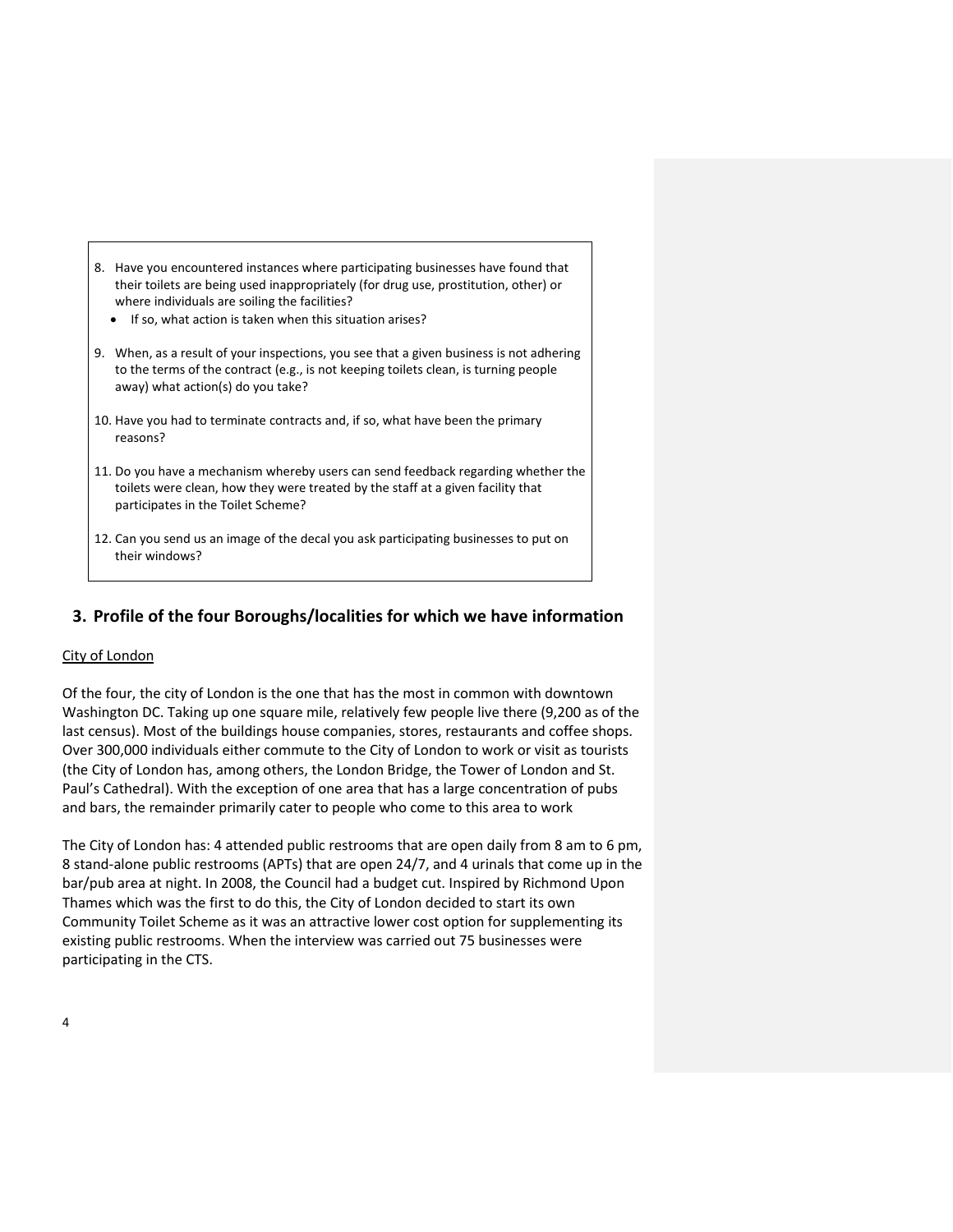8. Have you encountered instances where participating businesses have found that their toilets are being used inappropriately (for drug use, prostitution, other) or where individuals are soiling the facilities?
   - If so, what action is taken when this situation arises?
9. When, as a result of your inspections, you see that a given business is not adhering to the terms of the contract (e.g., is not keeping toilets clean, is turning people away) what action(s) do you take?
10. Have you had to terminate contracts and, if so, what have been the primary reasons?
11. Do you have a mechanism whereby users can send feedback regarding whether the toilets were clean, how they were treated by the staff at a given facility that participates in the Toilet Scheme?
12. Can you send us an image of the decal you ask participating businesses to put on their windows?

## 3. Profile of the four Boroughs/localities for which we have information

City of London

Of the four, the city of London is the one that has the most in common with downtown Washington DC. Taking up one square mile, relatively few people live there (9,200 as of the last census). Most of the buildings house companies, stores, restaurants and coffee shops. Over 300,000 individuals either commute to the City of London to work or visit as tourists (the City of London has, among others, the London Bridge, the Tower of London and St. Paul's Cathedral). With the exception of one area that has a large concentration of pubs and bars, the remainder primarily cater to people who come to this area to work

The City of London has: 4 attended public restrooms that are open daily from 8 am to 6 pm, 8 stand-alone public restrooms (APTs) that are open 24/7, and 4 urinals that come up in the bar/pub area at night. In 2008, the Council had a budget cut. Inspired by Richmond Upon Thames which was the first to do this, the City of London decided to start its own Community Toilet Scheme as it was an attractive lower cost option for supplementing its existing public restrooms. When the interview was carried out 75 businesses were participating in the CTS.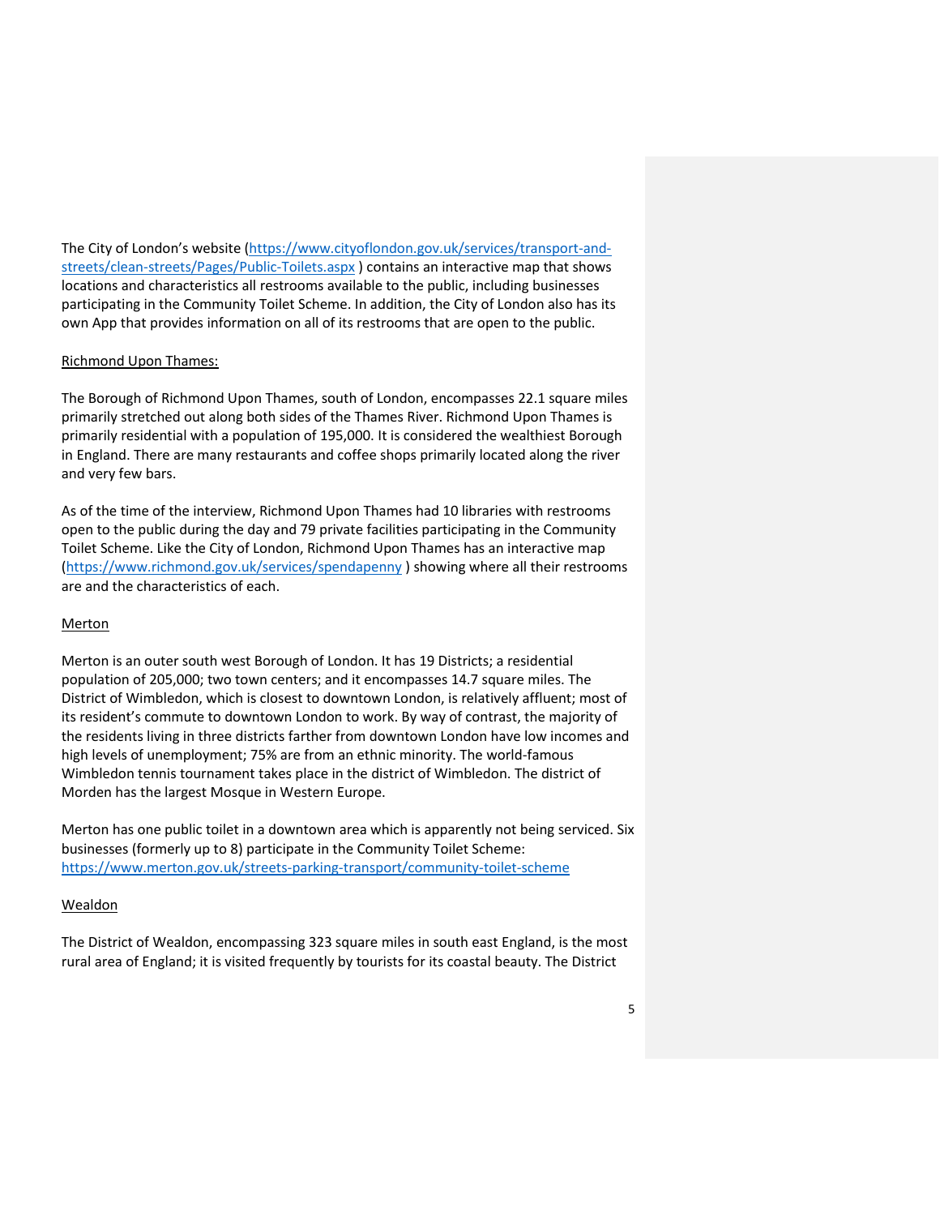The City of London's website (https://www.cityoflondon.gov.uk/services/transport-and-streets/clean-streets/Pages/Public-Toilets.aspx ) contains an interactive map that shows locations and characteristics all restrooms available to the public, including businesses participating in the Community Toilet Scheme. In addition, the City of London also has its own App that provides information on all of its restrooms that are open to the public.

Richmond Upon Thames:

The Borough of Richmond Upon Thames, south of London, encompasses 22.1 square miles primarily stretched out along both sides of the Thames River. Richmond Upon Thames is primarily residential with a population of 195,000. It is considered the wealthiest Borough in England. There are many restaurants and coffee shops primarily located along the river and very few bars.

As of the time of the interview, Richmond Upon Thames had 10 libraries with restrooms open to the public during the day and 79 private facilities participating in the Community Toilet Scheme. Like the City of London, Richmond Upon Thames has an interactive map (https://www.richmond.gov.uk/services/spendapenny ) showing where all their restrooms are and the characteristics of each.

Merton

Merton is an outer south west Borough of London. It has 19 Districts; a residential population of 205,000; two town centers; and it encompasses 14.7 square miles. The District of Wimbledon, which is closest to downtown London, is relatively affluent; most of its resident's commute to downtown London to work. By way of contrast, the majority of the residents living in three districts farther from downtown London have low incomes and high levels of unemployment; 75% are from an ethnic minority. The world-famous Wimbledon tennis tournament takes place in the district of Wimbledon. The district of Morden has the largest Mosque in Western Europe.

Merton has one public toilet in a downtown area which is apparently not being serviced. Six businesses (formerly up to 8) participate in the Community Toilet Scheme: https://www.merton.gov.uk/streets-parking-transport/community-toilet-scheme

Wealdon

The District of Wealdon, encompassing 323 square miles in south east England, is the most rural area of England; it is visited frequently by tourists for its coastal beauty. The District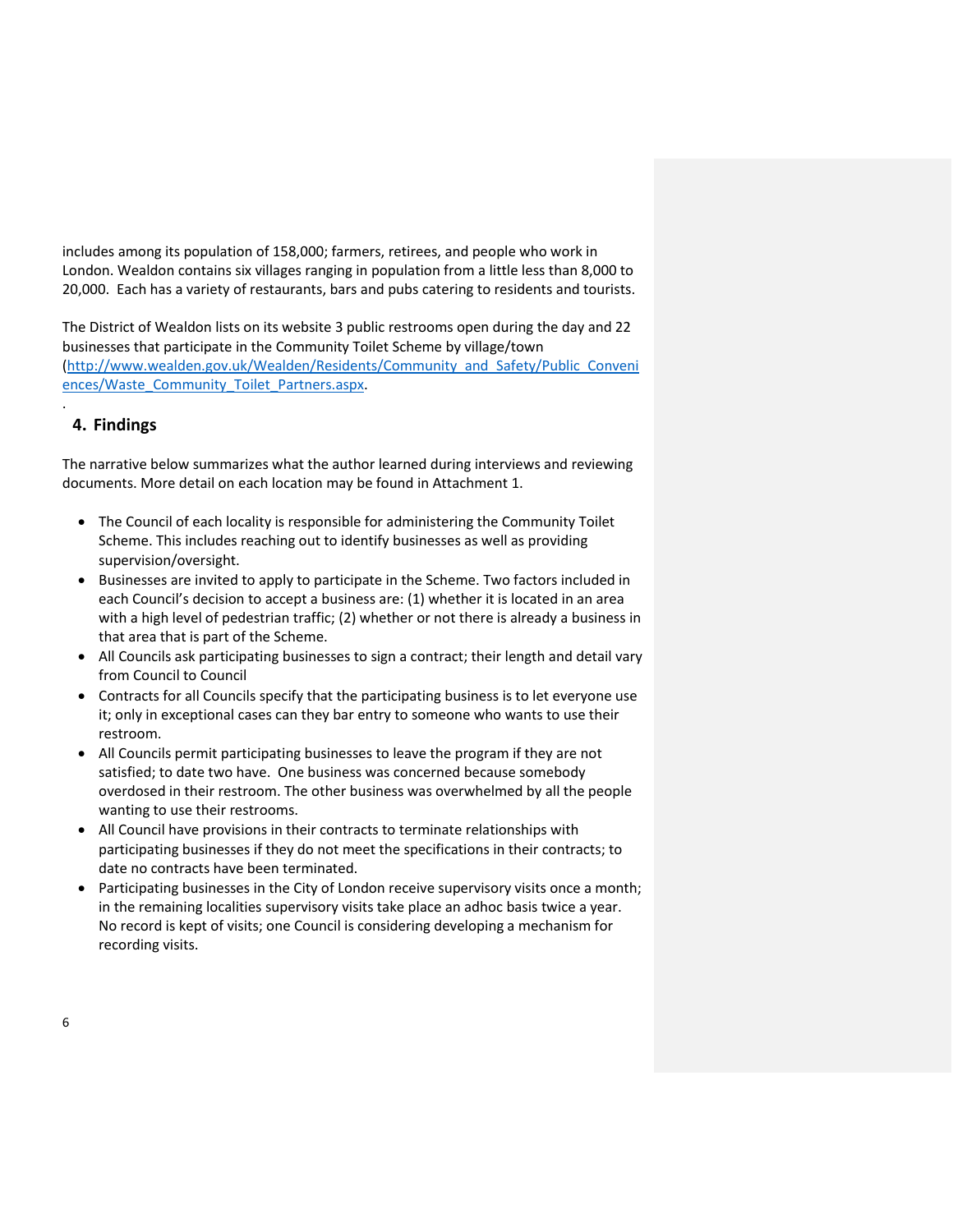includes among its population of 158,000; farmers, retirees, and people who work in London. Wealdon contains six villages ranging in population from a little less than 8,000 to 20,000. Each has a variety of restaurants, bars and pubs catering to residents and tourists.

The District of Wealdon lists on its website 3 public restrooms open during the day and 22 businesses that participate in the Community Toilet Scheme by village/town (http://www.wealden.gov.uk/Wealden/Residents/Community_and_Safety/Public_Conveniences/Waste_Community_Toilet_Partners.aspx.

.

## 4. Findings

The narrative below summarizes what the author learned during interviews and reviewing documents. More detail on each location may be found in Attachment 1.

- The Council of each locality is responsible for administering the Community Toilet Scheme. This includes reaching out to identify businesses as well as providing supervision/oversight.
- Businesses are invited to apply to participate in the Scheme. Two factors included in each Council's decision to accept a business are: (1) whether it is located in an area with a high level of pedestrian traffic; (2) whether or not there is already a business in that area that is part of the Scheme.
- All Councils ask participating businesses to sign a contract; their length and detail vary from Council to Council
- Contracts for all Councils specify that the participating business is to let everyone use it; only in exceptional cases can they bar entry to someone who wants to use their restroom.
- All Councils permit participating businesses to leave the program if they are not satisfied; to date two have. One business was concerned because somebody overdosed in their restroom. The other business was overwhelmed by all the people wanting to use their restrooms.
- All Council have provisions in their contracts to terminate relationships with participating businesses if they do not meet the specifications in their contracts; to date no contracts have been terminated.
- Participating businesses in the City of London receive supervisory visits once a month; in the remaining localities supervisory visits take place an adhoc basis twice a year. No record is kept of visits; one Council is considering developing a mechanism for recording visits.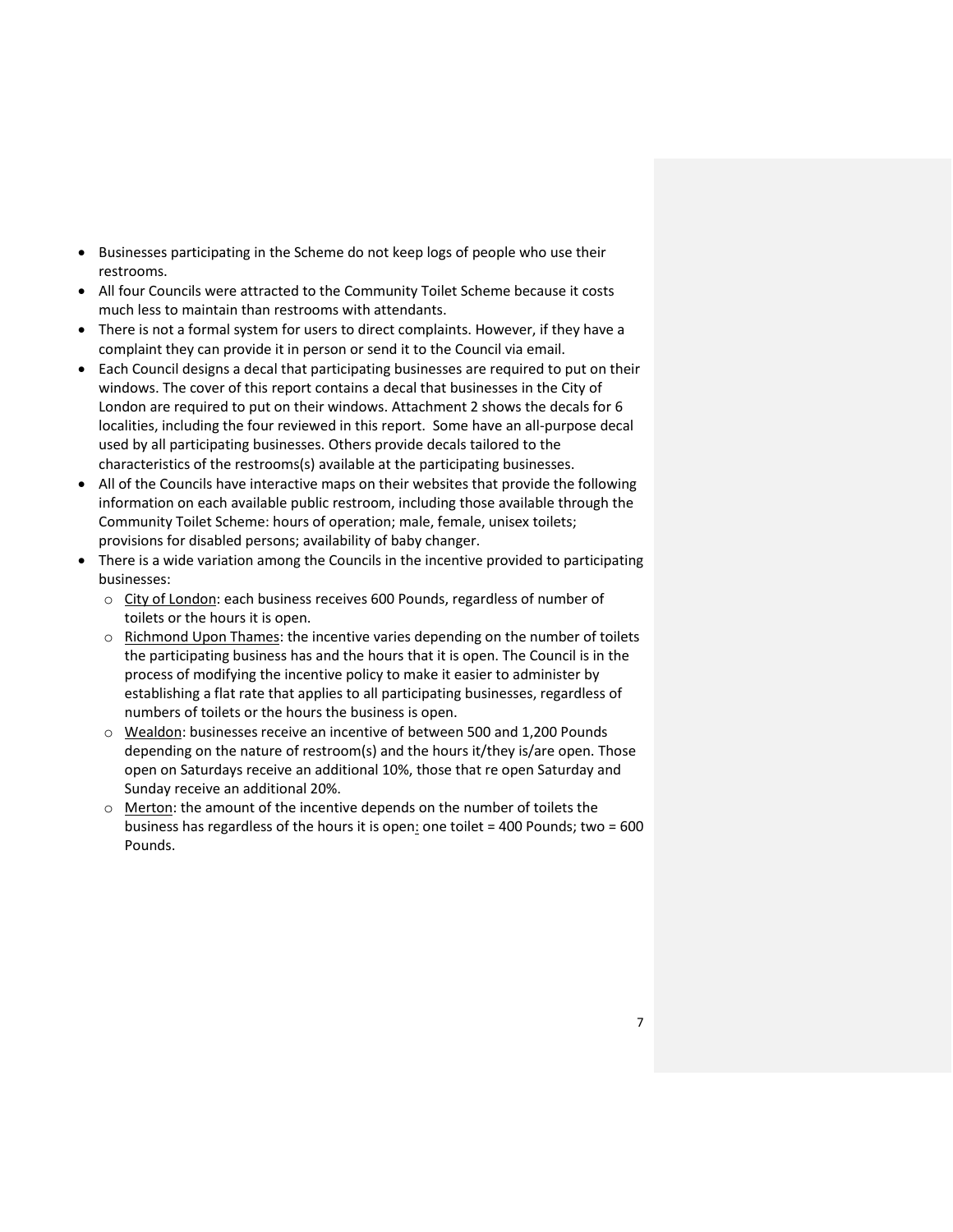- Businesses participating in the Scheme do not keep logs of people who use their restrooms.
- All four Councils were attracted to the Community Toilet Scheme because it costs much less to maintain than restrooms with attendants.
- There is not a formal system for users to direct complaints. However, if they have a complaint they can provide it in person or send it to the Council via email.
- Each Council designs a decal that participating businesses are required to put on their windows. The cover of this report contains a decal that businesses in the City of London are required to put on their windows. Attachment 2 shows the decals for 6 localities, including the four reviewed in this report. Some have an all-purpose decal used by all participating businesses. Others provide decals tailored to the characteristics of the restrooms(s) available at the participating businesses.
- All of the Councils have interactive maps on their websites that provide the following information on each available public restroom, including those available through the Community Toilet Scheme: hours of operation; male, female, unisex toilets; provisions for disabled persons; availability of baby changer.
- There is a wide variation among the Councils in the incentive provided to participating businesses:
  - City of London: each business receives 600 Pounds, regardless of number of toilets or the hours it is open.
  - Richmond Upon Thames: the incentive varies depending on the number of toilets the participating business has and the hours that it is open. The Council is in the process of modifying the incentive policy to make it easier to administer by establishing a flat rate that applies to all participating businesses, regardless of numbers of toilets or the hours the business is open.
  - Wealdon: businesses receive an incentive of between 500 and 1,200 Pounds depending on the nature of restroom(s) and the hours it/they is/are open. Those open on Saturdays receive an additional 10%, those that re open Saturday and Sunday receive an additional 20%.
  - Merton: the amount of the incentive depends on the number of toilets the business has regardless of the hours it is open: one toilet = 400 Pounds; two = 600 Pounds.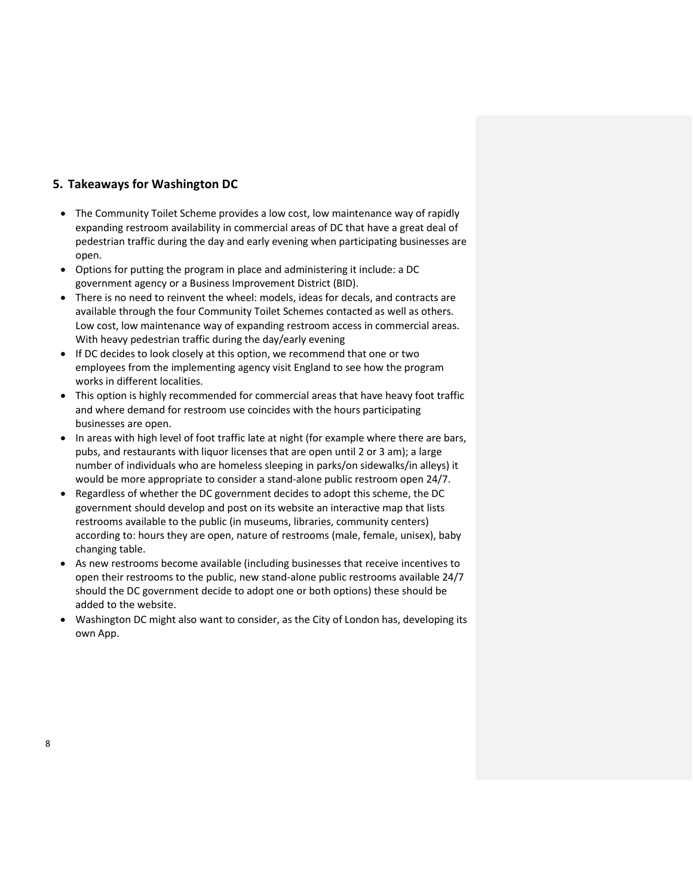## 5. Takeaways for Washington DC

- The Community Toilet Scheme provides a low cost, low maintenance way of rapidly expanding restroom availability in commercial areas of DC that have a great deal of pedestrian traffic during the day and early evening when participating businesses are open.
- Options for putting the program in place and administering it include: a DC government agency or a Business Improvement District (BID).
- There is no need to reinvent the wheel: models, ideas for decals, and contracts are available through the four Community Toilet Schemes contacted as well as others. Low cost, low maintenance way of expanding restroom access in commercial areas. With heavy pedestrian traffic during the day/early evening
- If DC decides to look closely at this option, we recommend that one or two employees from the implementing agency visit England to see how the program works in different localities.
- This option is highly recommended for commercial areas that have heavy foot traffic and where demand for restroom use coincides with the hours participating businesses are open.
- In areas with high level of foot traffic late at night (for example where there are bars, pubs, and restaurants with liquor licenses that are open until 2 or 3 am); a large number of individuals who are homeless sleeping in parks/on sidewalks/in alleys) it would be more appropriate to consider a stand-alone public restroom open 24/7.
- Regardless of whether the DC government decides to adopt this scheme, the DC government should develop and post on its website an interactive map that lists restrooms available to the public (in museums, libraries, community centers) according to: hours they are open, nature of restrooms (male, female, unisex), baby changing table.
- As new restrooms become available (including businesses that receive incentives to open their restrooms to the public, new stand-alone public restrooms available 24/7 should the DC government decide to adopt one or both options) these should be added to the website.
- Washington DC might also want to consider, as the City of London has, developing its own App.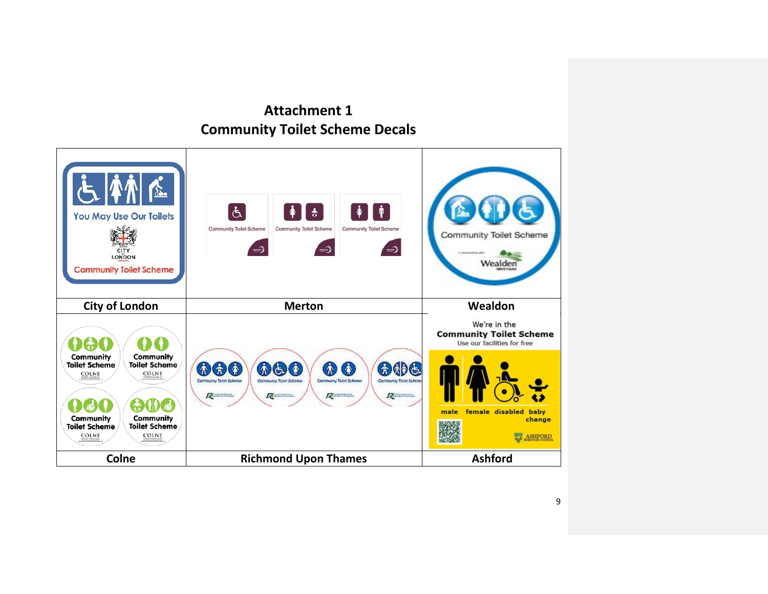# Attachment 1
## Community Toilet Scheme Decals

| | | |
|---|---|---|
| You May Use Our Toilets<br>CITY LONDON<br>Community Toilet Scheme | Community Toilet Scheme<br>Community Toilet Scheme<br>Community Toilet Scheme | Community Toilet Scheme<br>Wealden |
| **City of London** | **Merton** | **Wealdon** |
| Community Toilet Scheme COLNE<br>Community Toilet Scheme COLNE<br>Community Toilet Scheme COLNE<br>Community Toilet Scheme COLNE | Community Toilet Scheme<br>Community Toilet Scheme<br>Community Toilet Scheme<br>Community Toilet Scheme | We're in the<br>**Community Toilet Scheme**<br>Use our facilities for free<br>male female disabled baby change<br>ASHFORD BOROUGH COUNCIL |
| **Colne** | **Richmond Upon Thames** | **Ashford** |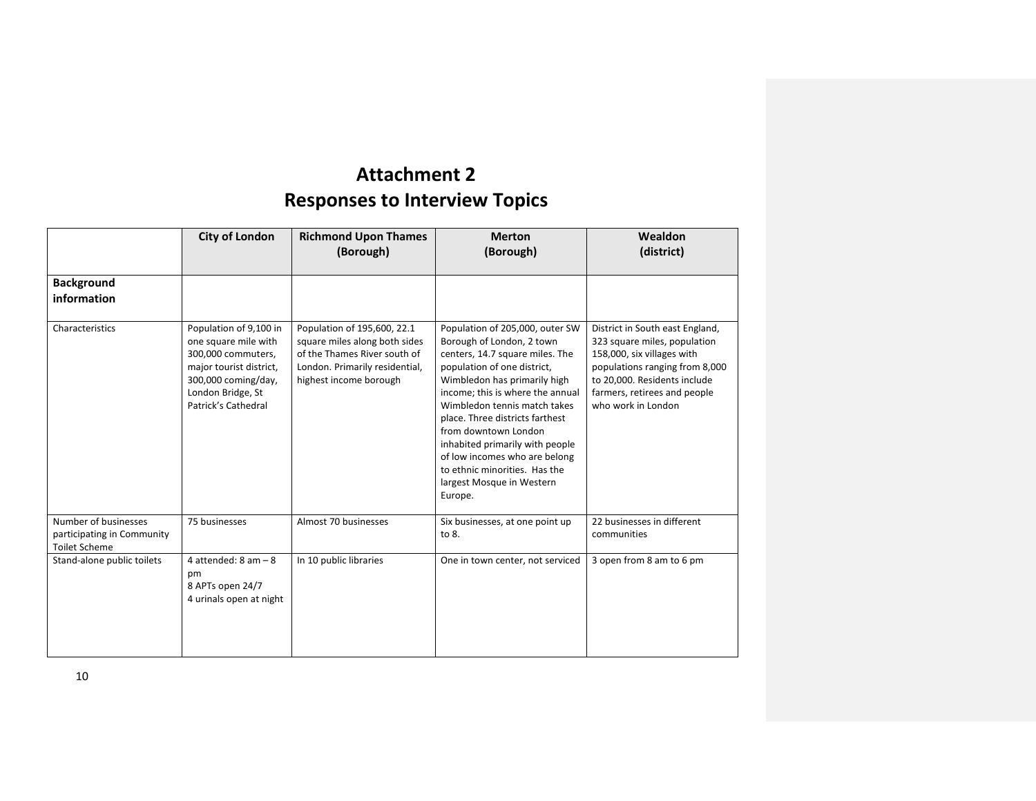# Attachment 2
# Responses to Interview Topics

| | City of London | Richmond Upon Thames (Borough) | Merton (Borough) | Wealdon (district) |
|---|---|---|---|---|
| **Background information** | | | | |
| Characteristics | Population of 9,100 in one square mile with 300,000 commuters, major tourist district, 300,000 coming/day, London Bridge, St Patrick's Cathedral | Population of 195,600, 22.1 square miles along both sides of the Thames River south of London. Primarily residential, highest income borough | Population of 205,000, outer SW Borough of London, 2 town centers, 14.7 square miles. The population of one district, Wimbledon has primarily high income; this is where the annual Wimbledon tennis match takes place. Three districts farthest from downtown London inhabited primarily with people of low incomes who are belong to ethnic minorities. Has the largest Mosque in Western Europe. | District in South east England, 323 square miles, population 158,000, six villages with populations ranging from 8,000 to 20,000. Residents include farmers, retirees and people who work in London |
| Number of businesses participating in Community Toilet Scheme | 75 businesses | Almost 70 businesses | Six businesses, at one point up to 8. | 22 businesses in different communities |
| Stand-alone public toilets | 4 attended: 8 am – 8 pm<br>8 APTs open 24/7<br>4 urinals open at night | In 10 public libraries | One in town center, not serviced | 3 open from 8 am to 6 pm |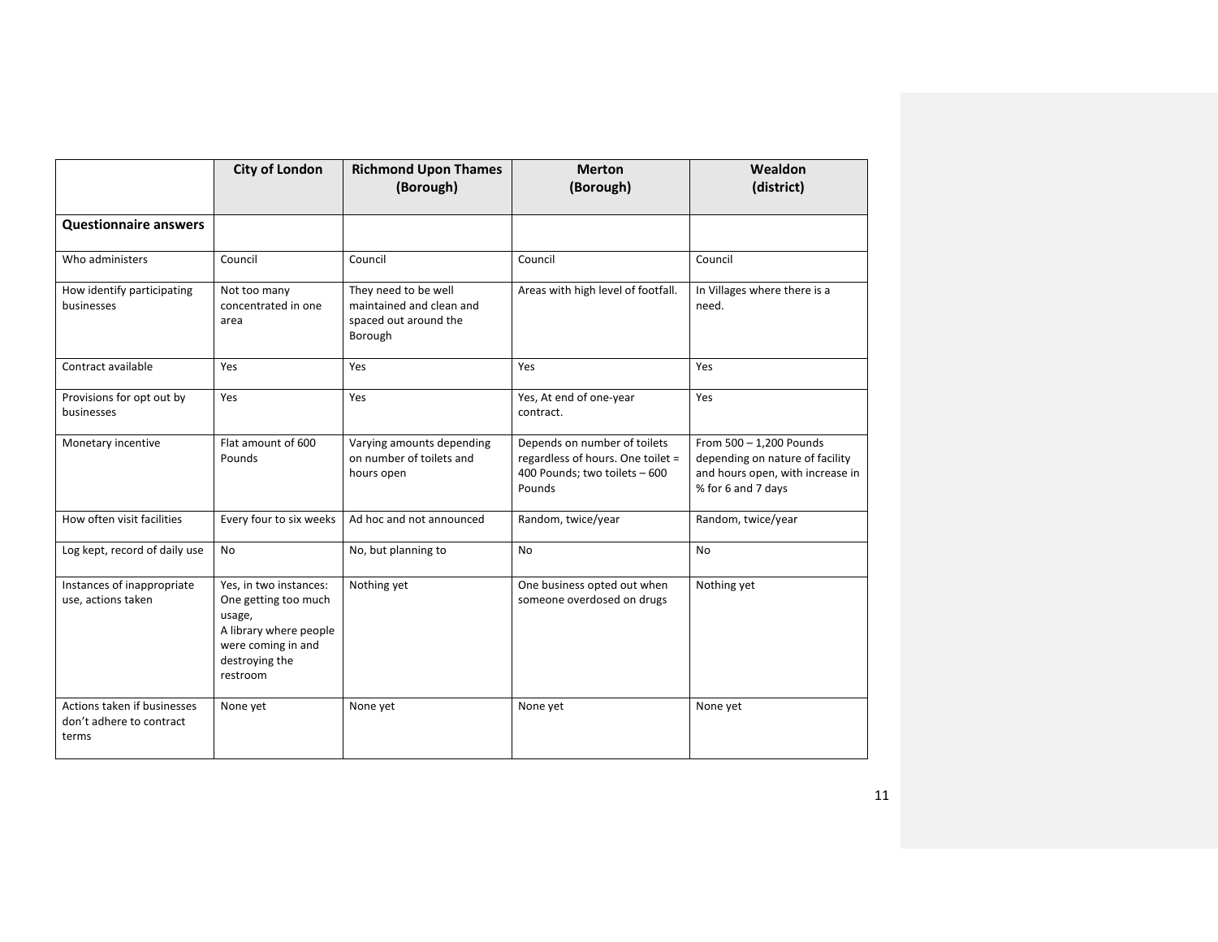| | City of London | Richmond Upon Thames (Borough) | Merton (Borough) | Wealdon (district) |
|---|---|---|---|---|
| **Questionnaire answers** | | | | |
| Who administers | Council | Council | Council | Council |
| How identify participating businesses | Not too many concentrated in one area | They need to be well maintained and clean and spaced out around the Borough | Areas with high level of footfall. | In Villages where there is a need. |
| Contract available | Yes | Yes | Yes | Yes |
| Provisions for opt out by businesses | Yes | Yes | Yes, At end of one-year contract. | Yes |
| Monetary incentive | Flat amount of 600 Pounds | Varying amounts depending on number of toilets and hours open | Depends on number of toilets regardless of hours. One toilet = 400 Pounds; two toilets – 600 Pounds | From 500 – 1,200 Pounds depending on nature of facility and hours open, with increase in % for 6 and 7 days |
| How often visit facilities | Every four to six weeks | Ad hoc and not announced | Random, twice/year | Random, twice/year |
| Log kept, record of daily use | No | No, but planning to | No | No |
| Instances of inappropriate use, actions taken | Yes, in two instances: One getting too much usage, A library where people were coming in and destroying the restroom | Nothing yet | One business opted out when someone overdosed on drugs | Nothing yet |
| Actions taken if businesses don't adhere to contract terms | None yet | None yet | None yet | None yet |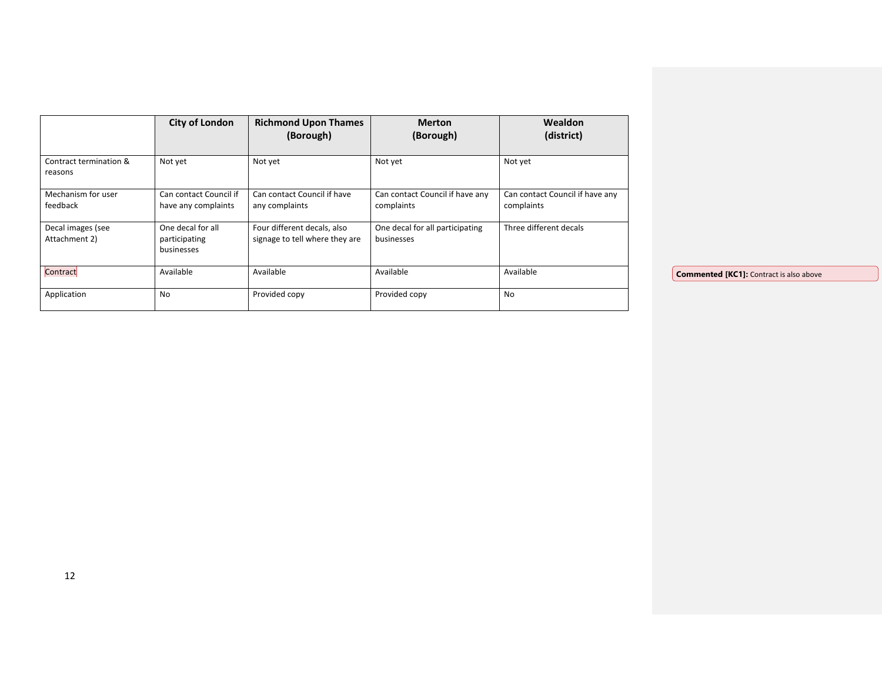| | City of London | Richmond Upon Thames (Borough) | Merton (Borough) | Wealdon (district) |
|---|---|---|---|---|
| Contract termination & reasons | Not yet | Not yet | Not yet | Not yet |
| Mechanism for user feedback | Can contact Council if have any complaints | Can contact Council if have any complaints | Can contact Council if have any complaints | Can contact Council if have any complaints |
| Decal images (see Attachment 2) | One decal for all participating businesses | Four different decals, also signage to tell where they are | One decal for all participating businesses | Three different decals |
| Contract | Available | Available | Available | Available |
| Application | No | Provided copy | Provided copy | No |

**Commented [KC1]:** Contract is also above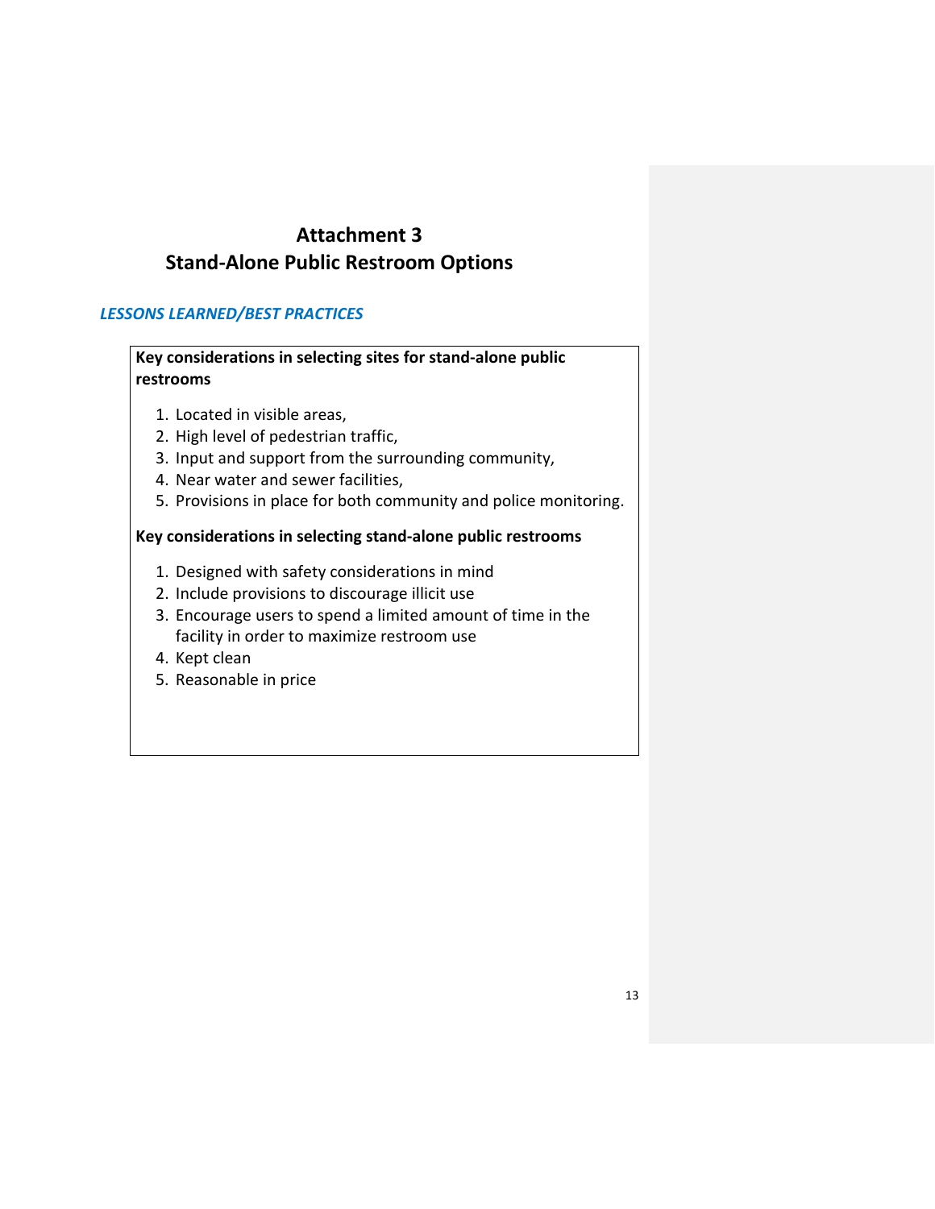# Attachment 3
# Stand-Alone Public Restroom Options

## *LESSONS LEARNED/BEST PRACTICES*

**Key considerations in selecting sites for stand-alone public restrooms**

1. Located in visible areas,
2. High level of pedestrian traffic,
3. Input and support from the surrounding community,
4. Near water and sewer facilities,
5. Provisions in place for both community and police monitoring.

**Key considerations in selecting stand-alone public restrooms**

1. Designed with safety considerations in mind
2. Include provisions to discourage illicit use
3. Encourage users to spend a limited amount of time in the facility in order to maximize restroom use
4. Kept clean
5. Reasonable in price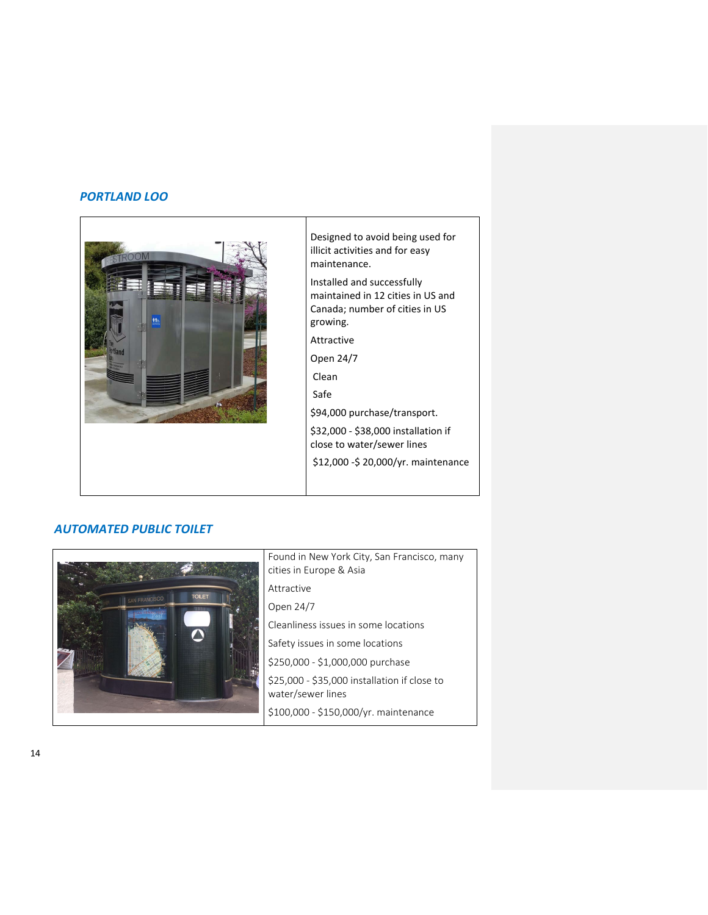## *PORTLAND LOO*

| | |
|---|---|
| | Designed to avoid being used for illicit activities and for easy maintenance.<br><br>Installed and successfully maintained in 12 cities in US and Canada; number of cities in US growing.<br><br>Attractive<br><br>Open 24/7<br><br>Clean<br><br>Safe<br><br>\$94,000 purchase/transport.<br><br>\$32,000 - \$38,000 installation if close to water/sewer lines<br><br>\$12,000 -\$ 20,000/yr. maintenance |

## *AUTOMATED PUBLIC TOILET*

| | |
|---|---|
| | Found in New York City, San Francisco, many cities in Europe & Asia<br><br>Attractive<br><br>Open 24/7<br><br>Cleanliness issues in some locations<br><br>Safety issues in some locations<br><br>\$250,000 - \$1,000,000 purchase<br><br>\$25,000 - \$35,000 installation if close to water/sewer lines<br><br>\$100,000 - \$150,000/yr. maintenance |